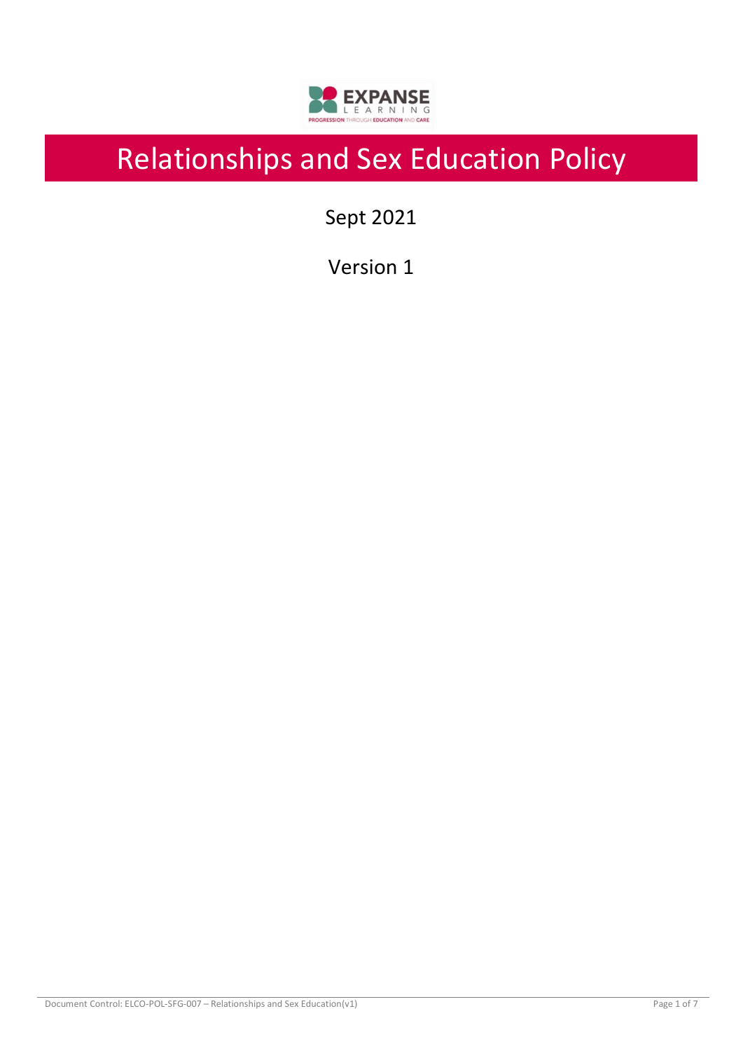# Relationships and Sex Education Policy

Sept 2021

Version 1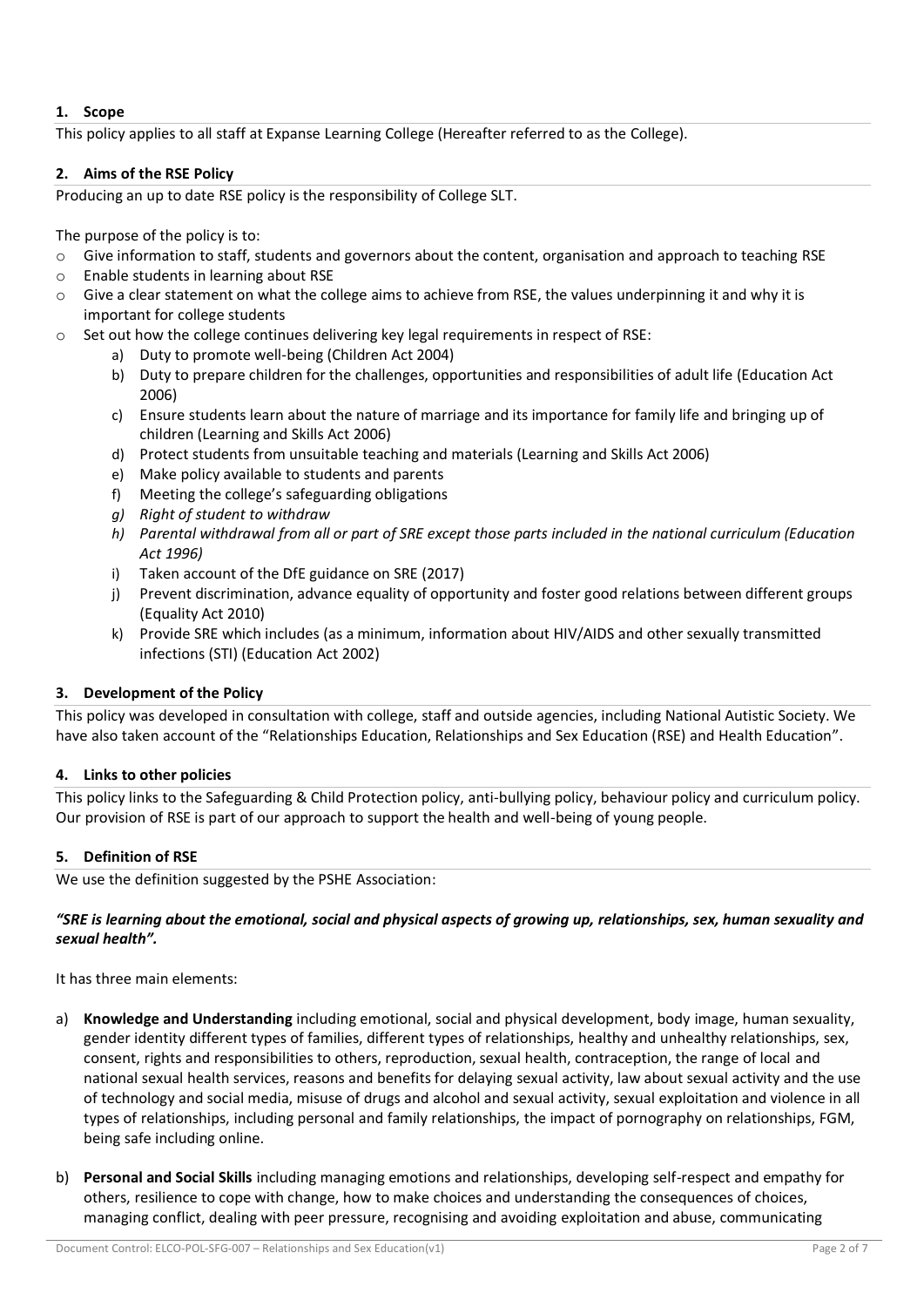## 1. Scope

This policy applies to all staff at Expanse Learning College (Hereafter referred to as the College).

## 2. Aims of the RSE Policy

Producing an up to date RSE policy is the responsibility of College SLT.

The purpose of the policy is to:

- Give information to staff, students and governors about the content, organisation and approach to teaching RSE
- Enable students in learning about RSE
- Give a clear statement on what the college aims to achieve from RSE, the values underpinning it and why it is important for college students
- Set out how the college continues delivering key legal requirements in respect of RSE:
    a) Duty to promote well-being (Children Act 2004)
    b) Duty to prepare children for the challenges, opportunities and responsibilities of adult life (Education Act 2006)
    c) Ensure students learn about the nature of marriage and its importance for family life and bringing up of children (Learning and Skills Act 2006)
    d) Protect students from unsuitable teaching and materials (Learning and Skills Act 2006)
    e) Make policy available to students and parents
    f) Meeting the college's safeguarding obligations
    g) *Right of student to withdraw*
    h) *Parental withdrawal from all or part of SRE except those parts included in the national curriculum (Education Act 1996)*
    i) Taken account of the DfE guidance on SRE (2017)
    j) Prevent discrimination, advance equality of opportunity and foster good relations between different groups (Equality Act 2010)
    k) Provide SRE which includes (as a minimum, information about HIV/AIDS and other sexually transmitted infections (STI) (Education Act 2002)

## 3. Development of the Policy

This policy was developed in consultation with college, staff and outside agencies, including National Autistic Society. We have also taken account of the "Relationships Education, Relationships and Sex Education (RSE) and Health Education".

## 4. Links to other policies

This policy links to the Safeguarding & Child Protection policy, anti-bullying policy, behaviour policy and curriculum policy. Our provision of RSE is part of our approach to support the health and well-being of young people.

## 5. Definition of RSE

We use the definition suggested by the PSHE Association:

***"SRE is learning about the emotional, social and physical aspects of growing up, relationships, sex, human sexuality and sexual health".***

It has three main elements:

a) **Knowledge and Understanding** including emotional, social and physical development, body image, human sexuality, gender identity different types of families, different types of relationships, healthy and unhealthy relationships, sex, consent, rights and responsibilities to others, reproduction, sexual health, contraception, the range of local and national sexual health services, reasons and benefits for delaying sexual activity, law about sexual activity and the use of technology and social media, misuse of drugs and alcohol and sexual activity, sexual exploitation and violence in all types of relationships, including personal and family relationships, the impact of pornography on relationships, FGM, being safe including online.

b) **Personal and Social Skills** including managing emotions and relationships, developing self-respect and empathy for others, resilience to cope with change, how to make choices and understanding the consequences of choices, managing conflict, dealing with peer pressure, recognising and avoiding exploitation and abuse, communicating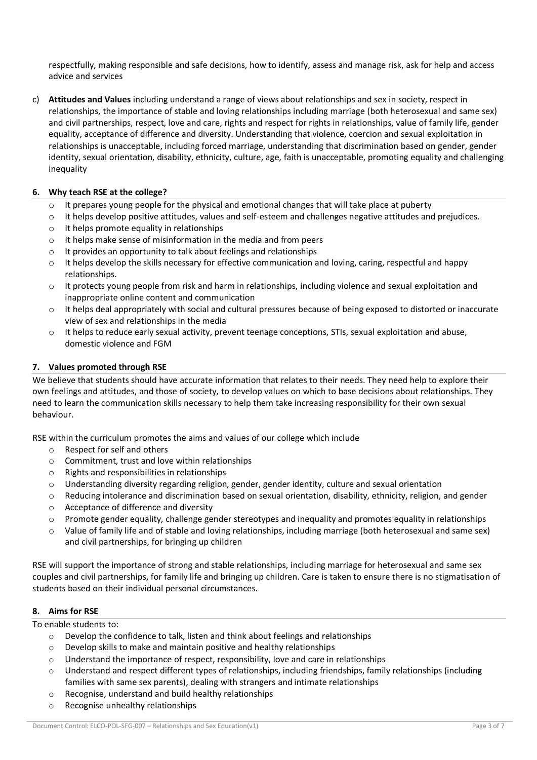respectfully, making responsible and safe decisions, how to identify, assess and manage risk, ask for help and access advice and services

c) **Attitudes and Values** including understand a range of views about relationships and sex in society, respect in relationships, the importance of stable and loving relationships including marriage (both heterosexual and same sex) and civil partnerships, respect, love and care, rights and respect for rights in relationships, value of family life, gender equality, acceptance of difference and diversity. Understanding that violence, coercion and sexual exploitation in relationships is unacceptable, including forced marriage, understanding that discrimination based on gender, gender identity, sexual orientation, disability, ethnicity, culture, age, faith is unacceptable, promoting equality and challenging inequality

## 6. Why teach RSE at the college?

- It prepares young people for the physical and emotional changes that will take place at puberty
- It helps develop positive attitudes, values and self-esteem and challenges negative attitudes and prejudices.
- It helps promote equality in relationships
- It helps make sense of misinformation in the media and from peers
- It provides an opportunity to talk about feelings and relationships
- It helps develop the skills necessary for effective communication and loving, caring, respectful and happy relationships.
- It protects young people from risk and harm in relationships, including violence and sexual exploitation and inappropriate online content and communication
- It helps deal appropriately with social and cultural pressures because of being exposed to distorted or inaccurate view of sex and relationships in the media
- It helps to reduce early sexual activity, prevent teenage conceptions, STIs, sexual exploitation and abuse, domestic violence and FGM

## 7. Values promoted through RSE

We believe that students should have accurate information that relates to their needs. They need help to explore their own feelings and attitudes, and those of society, to develop values on which to base decisions about relationships. They need to learn the communication skills necessary to help them take increasing responsibility for their own sexual behaviour.

RSE within the curriculum promotes the aims and values of our college which include

- Respect for self and others
- Commitment, trust and love within relationships
- Rights and responsibilities in relationships
- Understanding diversity regarding religion, gender, gender identity, culture and sexual orientation
- Reducing intolerance and discrimination based on sexual orientation, disability, ethnicity, religion, and gender
- Acceptance of difference and diversity
- Promote gender equality, challenge gender stereotypes and inequality and promotes equality in relationships
- Value of family life and of stable and loving relationships, including marriage (both heterosexual and same sex) and civil partnerships, for bringing up children

RSE will support the importance of strong and stable relationships, including marriage for heterosexual and same sex couples and civil partnerships, for family life and bringing up children. Care is taken to ensure there is no stigmatisation of students based on their individual personal circumstances.

## 8. Aims for RSE

To enable students to:

- Develop the confidence to talk, listen and think about feelings and relationships
- Develop skills to make and maintain positive and healthy relationships
- Understand the importance of respect, responsibility, love and care in relationships
- Understand and respect different types of relationships, including friendships, family relationships (including families with same sex parents), dealing with strangers and intimate relationships
- Recognise, understand and build healthy relationships
- Recognise unhealthy relationships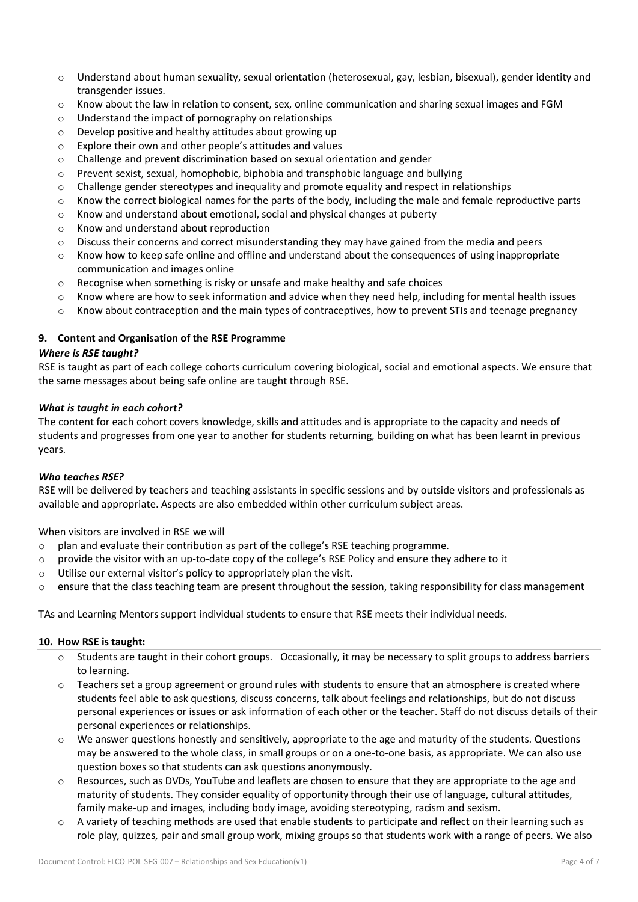- Understand about human sexuality, sexual orientation (heterosexual, gay, lesbian, bisexual), gender identity and transgender issues.
- Know about the law in relation to consent, sex, online communication and sharing sexual images and FGM
- Understand the impact of pornography on relationships
- Develop positive and healthy attitudes about growing up
- Explore their own and other people's attitudes and values
- Challenge and prevent discrimination based on sexual orientation and gender
- Prevent sexist, sexual, homophobic, biphobia and transphobic language and bullying
- Challenge gender stereotypes and inequality and promote equality and respect in relationships
- Know the correct biological names for the parts of the body, including the male and female reproductive parts
- Know and understand about emotional, social and physical changes at puberty
- Know and understand about reproduction
- Discuss their concerns and correct misunderstanding they may have gained from the media and peers
- Know how to keep safe online and offline and understand about the consequences of using inappropriate communication and images online
- Recognise when something is risky or unsafe and make healthy and safe choices
- Know where are how to seek information and advice when they need help, including for mental health issues
- Know about contraception and the main types of contraceptives, how to prevent STIs and teenage pregnancy

## 9. Content and Organisation of the RSE Programme

***Where is RSE taught?***

RSE is taught as part of each college cohorts curriculum covering biological, social and emotional aspects. We ensure that the same messages about being safe online are taught through RSE.

***What is taught in each cohort?***

The content for each cohort covers knowledge, skills and attitudes and is appropriate to the capacity and needs of students and progresses from one year to another for students returning, building on what has been learnt in previous years.

***Who teaches RSE?***

RSE will be delivered by teachers and teaching assistants in specific sessions and by outside visitors and professionals as available and appropriate. Aspects are also embedded within other curriculum subject areas.

When visitors are involved in RSE we will

- plan and evaluate their contribution as part of the college's RSE teaching programme.
- provide the visitor with an up-to-date copy of the college's RSE Policy and ensure they adhere to it
- Utilise our external visitor's policy to appropriately plan the visit.
- ensure that the class teaching team are present throughout the session, taking responsibility for class management

TAs and Learning Mentors support individual students to ensure that RSE meets their individual needs.

## 10. How RSE is taught:

- Students are taught in their cohort groups. Occasionally, it may be necessary to split groups to address barriers to learning.
- Teachers set a group agreement or ground rules with students to ensure that an atmosphere is created where students feel able to ask questions, discuss concerns, talk about feelings and relationships, but do not discuss personal experiences or issues or ask information of each other or the teacher. Staff do not discuss details of their personal experiences or relationships.
- We answer questions honestly and sensitively, appropriate to the age and maturity of the students. Questions may be answered to the whole class, in small groups or on a one-to-one basis, as appropriate. We can also use question boxes so that students can ask questions anonymously.
- Resources, such as DVDs, YouTube and leaflets are chosen to ensure that they are appropriate to the age and maturity of students. They consider equality of opportunity through their use of language, cultural attitudes, family make-up and images, including body image, avoiding stereotyping, racism and sexism.
- A variety of teaching methods are used that enable students to participate and reflect on their learning such as role play, quizzes, pair and small group work, mixing groups so that students work with a range of peers. We also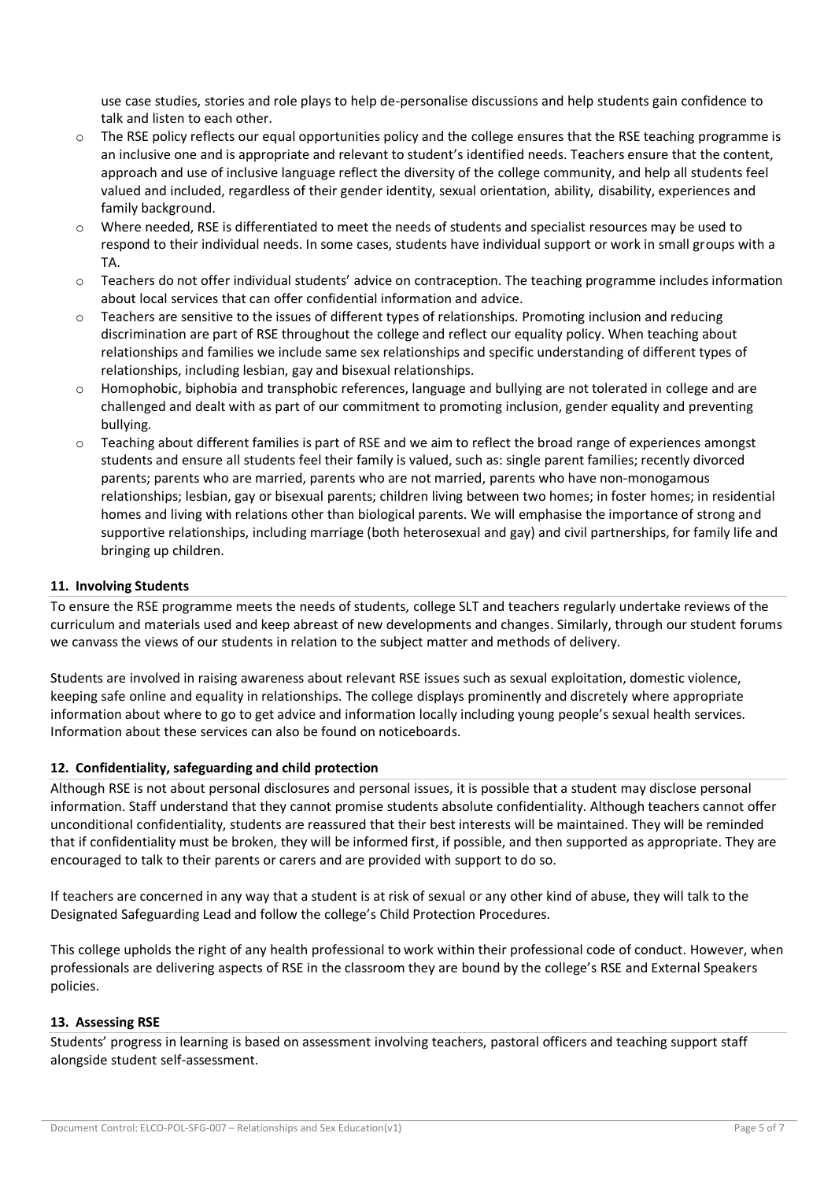use case studies, stories and role plays to help de-personalise discussions and help students gain confidence to talk and listen to each other.

- The RSE policy reflects our equal opportunities policy and the college ensures that the RSE teaching programme is an inclusive one and is appropriate and relevant to student's identified needs. Teachers ensure that the content, approach and use of inclusive language reflect the diversity of the college community, and help all students feel valued and included, regardless of their gender identity, sexual orientation, ability, disability, experiences and family background.
- Where needed, RSE is differentiated to meet the needs of students and specialist resources may be used to respond to their individual needs. In some cases, students have individual support or work in small groups with a TA.
- Teachers do not offer individual students' advice on contraception. The teaching programme includes information about local services that can offer confidential information and advice.
- Teachers are sensitive to the issues of different types of relationships. Promoting inclusion and reducing discrimination are part of RSE throughout the college and reflect our equality policy. When teaching about relationships and families we include same sex relationships and specific understanding of different types of relationships, including lesbian, gay and bisexual relationships.
- Homophobic, biphobia and transphobic references, language and bullying are not tolerated in college and are challenged and dealt with as part of our commitment to promoting inclusion, gender equality and preventing bullying.
- Teaching about different families is part of RSE and we aim to reflect the broad range of experiences amongst students and ensure all students feel their family is valued, such as: single parent families; recently divorced parents; parents who are married, parents who are not married, parents who have non-monogamous relationships; lesbian, gay or bisexual parents; children living between two homes; in foster homes; in residential homes and living with relations other than biological parents. We will emphasise the importance of strong and supportive relationships, including marriage (both heterosexual and gay) and civil partnerships, for family life and bringing up children.

## 11. Involving Students

To ensure the RSE programme meets the needs of students, college SLT and teachers regularly undertake reviews of the curriculum and materials used and keep abreast of new developments and changes. Similarly, through our student forums we canvass the views of our students in relation to the subject matter and methods of delivery.

Students are involved in raising awareness about relevant RSE issues such as sexual exploitation, domestic violence, keeping safe online and equality in relationships. The college displays prominently and discretely where appropriate information about where to go to get advice and information locally including young people's sexual health services. Information about these services can also be found on noticeboards.

## 12. Confidentiality, safeguarding and child protection

Although RSE is not about personal disclosures and personal issues, it is possible that a student may disclose personal information. Staff understand that they cannot promise students absolute confidentiality. Although teachers cannot offer unconditional confidentiality, students are reassured that their best interests will be maintained. They will be reminded that if confidentiality must be broken, they will be informed first, if possible, and then supported as appropriate. They are encouraged to talk to their parents or carers and are provided with support to do so.

If teachers are concerned in any way that a student is at risk of sexual or any other kind of abuse, they will talk to the Designated Safeguarding Lead and follow the college's Child Protection Procedures.

This college upholds the right of any health professional to work within their professional code of conduct. However, when professionals are delivering aspects of RSE in the classroom they are bound by the college's RSE and External Speakers policies.

## 13. Assessing RSE

Students' progress in learning is based on assessment involving teachers, pastoral officers and teaching support staff alongside student self-assessment.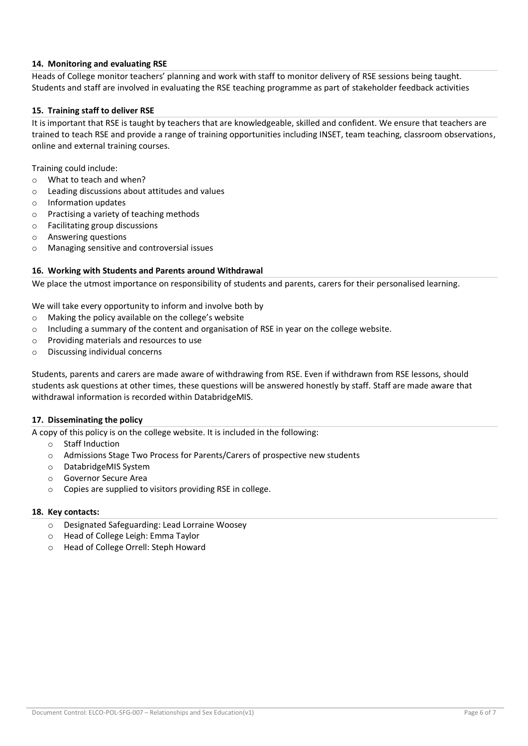## 14. Monitoring and evaluating RSE

Heads of College monitor teachers' planning and work with staff to monitor delivery of RSE sessions being taught. Students and staff are involved in evaluating the RSE teaching programme as part of stakeholder feedback activities

## 15. Training staff to deliver RSE

It is important that RSE is taught by teachers that are knowledgeable, skilled and confident. We ensure that teachers are trained to teach RSE and provide a range of training opportunities including INSET, team teaching, classroom observations, online and external training courses.

Training could include:

- What to teach and when?
- Leading discussions about attitudes and values
- Information updates
- Practising a variety of teaching methods
- Facilitating group discussions
- Answering questions
- Managing sensitive and controversial issues

## 16. Working with Students and Parents around Withdrawal

We place the utmost importance on responsibility of students and parents, carers for their personalised learning.

We will take every opportunity to inform and involve both by

- Making the policy available on the college's website
- Including a summary of the content and organisation of RSE in year on the college website.
- Providing materials and resources to use
- Discussing individual concerns

Students, parents and carers are made aware of withdrawing from RSE. Even if withdrawn from RSE lessons, should students ask questions at other times, these questions will be answered honestly by staff. Staff are made aware that withdrawal information is recorded within DatabridgeMIS.

## 17. Disseminating the policy

A copy of this policy is on the college website. It is included in the following:

- Staff Induction
- Admissions Stage Two Process for Parents/Carers of prospective new students
- DatabridgeMIS System
- Governor Secure Area
- Copies are supplied to visitors providing RSE in college.

## 18. Key contacts:

- Designated Safeguarding: Lead Lorraine Woosey
- Head of College Leigh: Emma Taylor
- Head of College Orrell: Steph Howard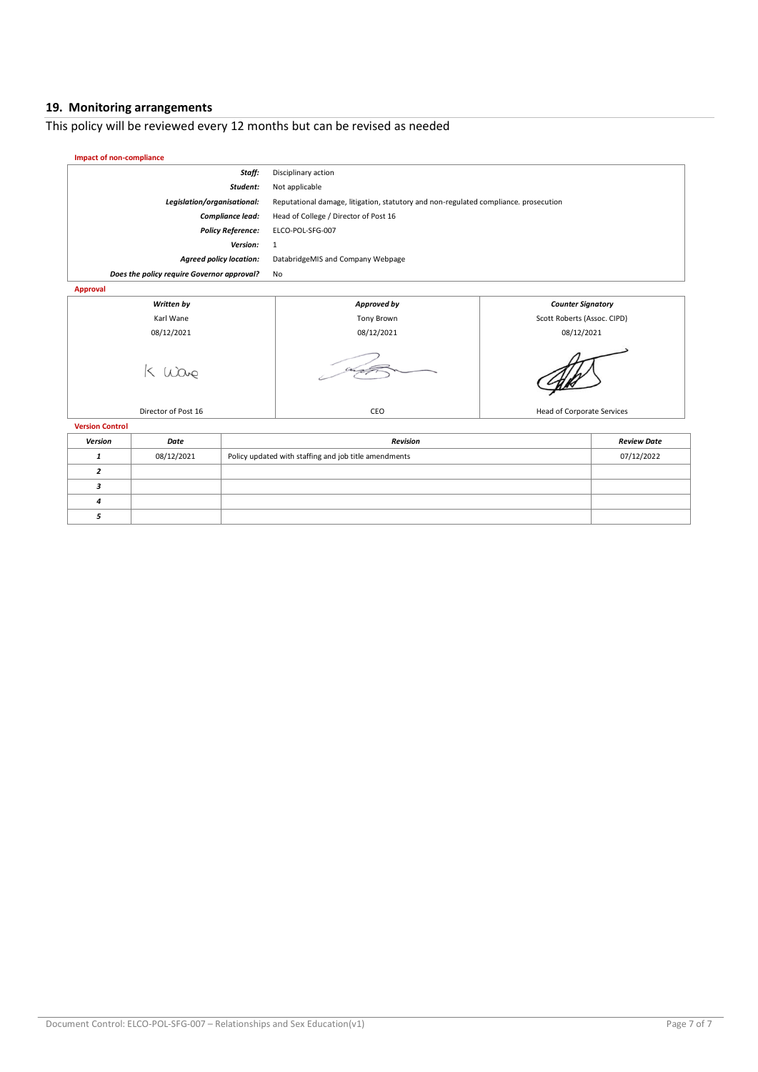## 19. Monitoring arrangements

This policy will be reviewed every 12 months but can be revised as needed

**Impact of non-compliance**

| | |
|---|---|
| ***Staff:*** | Disciplinary action |
| ***Student:*** | Not applicable |
| ***Legislation/organisational:*** | Reputational damage, litigation, statutory and non-regulated compliance. prosecution |
| ***Compliance lead:*** | Head of College / Director of Post 16 |
| ***Policy Reference:*** | ELCO-POL-SFG-007 |
| ***Version:*** | 1 |
| ***Agreed policy location:*** | DatabridgeMIS and Company Webpage |
| ***Does the policy require Governor approval?*** | No |

**Approval**

| *Written by* | *Approved by* | *Counter Signatory* |
|---|---|---|
| Karl Wane | Tony Brown | Scott Roberts (Assoc. CIPD) |
| 08/12/2021 | 08/12/2021 | 08/12/2021 |
| K Wane | | |
| Director of Post 16 | CEO | Head of Corporate Services |

**Version Control**

| *Version* | *Date* | *Revision* | *Review Date* |
|---|---|---|---|
| *1* | 08/12/2021 | Policy updated with staffing and job title amendments | 07/12/2022 |
| *2* | | | |
| *3* | | | |
| *4* | | | |
| *5* | | | |